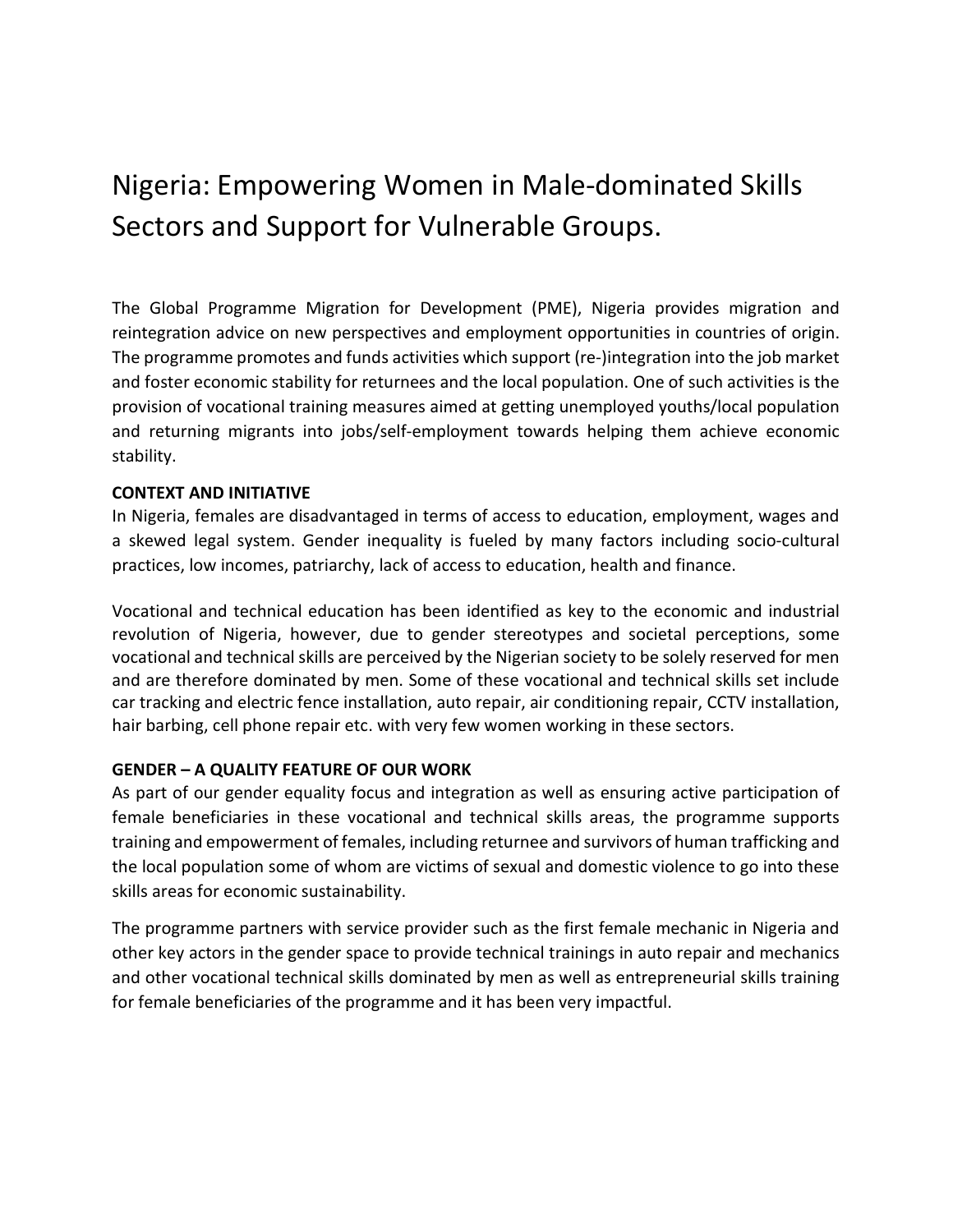# Nigeria: Empowering Women in Male-dominated Skills Sectors and Support for Vulnerable Groups.

The Global Programme Migration for Development (PME), Nigeria provides migration and reintegration advice on new perspectives and employment opportunities in countries of origin. The programme promotes and funds activities which support (re-)integration into the job market and foster economic stability for returnees and the local population. One of such activities is the provision of vocational training measures aimed at getting unemployed youths/local population and returning migrants into jobs/self-employment towards helping them achieve economic stability.

**CONTEXT AND INITIATIVE**

In Nigeria, females are disadvantaged in terms of access to education, employment, wages and a skewed legal system. Gender inequality is fueled by many factors including socio-cultural practices, low incomes, patriarchy, lack of access to education, health and finance.

Vocational and technical education has been identified as key to the economic and industrial revolution of Nigeria, however, due to gender stereotypes and societal perceptions, some vocational and technical skills are perceived by the Nigerian society to be solely reserved for men and are therefore dominated by men. Some of these vocational and technical skills set include car tracking and electric fence installation, auto repair, air conditioning repair, CCTV installation, hair barbing, cell phone repair etc. with very few women working in these sectors.

**GENDER – A QUALITY FEATURE OF OUR WORK**

As part of our gender equality focus and integration as well as ensuring active participation of female beneficiaries in these vocational and technical skills areas, the programme supports training and empowerment of females, including returnee and survivors of human trafficking and the local population some of whom are victims of sexual and domestic violence to go into these skills areas for economic sustainability.

The programme partners with service provider such as the first female mechanic in Nigeria and other key actors in the gender space to provide technical trainings in auto repair and mechanics and other vocational technical skills dominated by men as well as entrepreneurial skills training for female beneficiaries of the programme and it has been very impactful.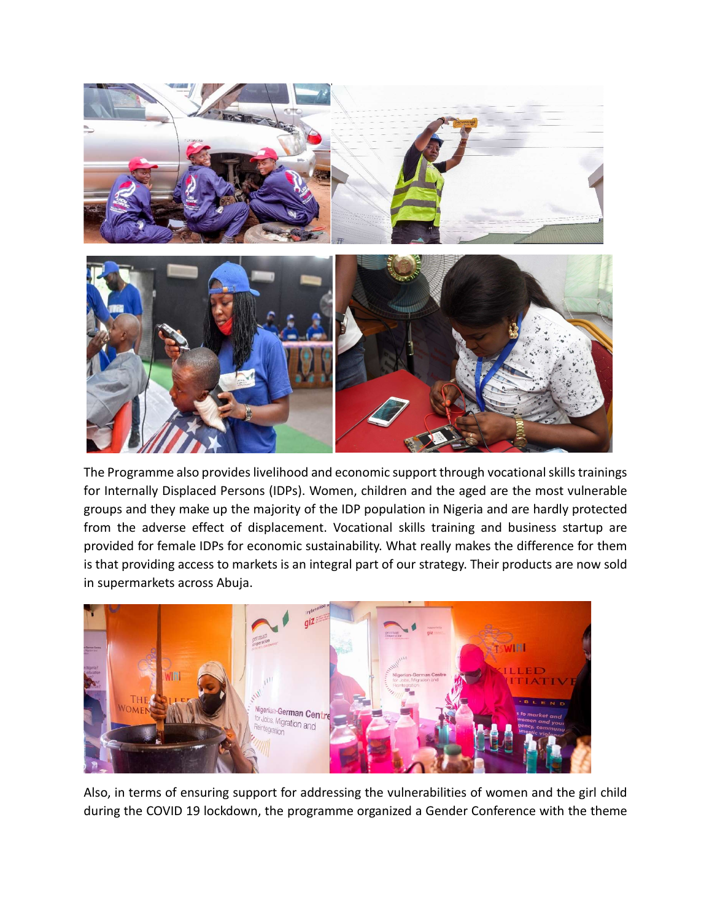The Programme also provides livelihood and economic support through vocational skills trainings for Internally Displaced Persons (IDPs). Women, children and the aged are the most vulnerable groups and they make up the majority of the IDP population in Nigeria and are hardly protected from the adverse effect of displacement. Vocational skills training and business startup are provided for female IDPs for economic sustainability. What really makes the difference for them is that providing access to markets is an integral part of our strategy. Their products are now sold in supermarkets across Abuja.

Also, in terms of ensuring support for addressing the vulnerabilities of women and the girl child during the COVID 19 lockdown, the programme organized a Gender Conference with the theme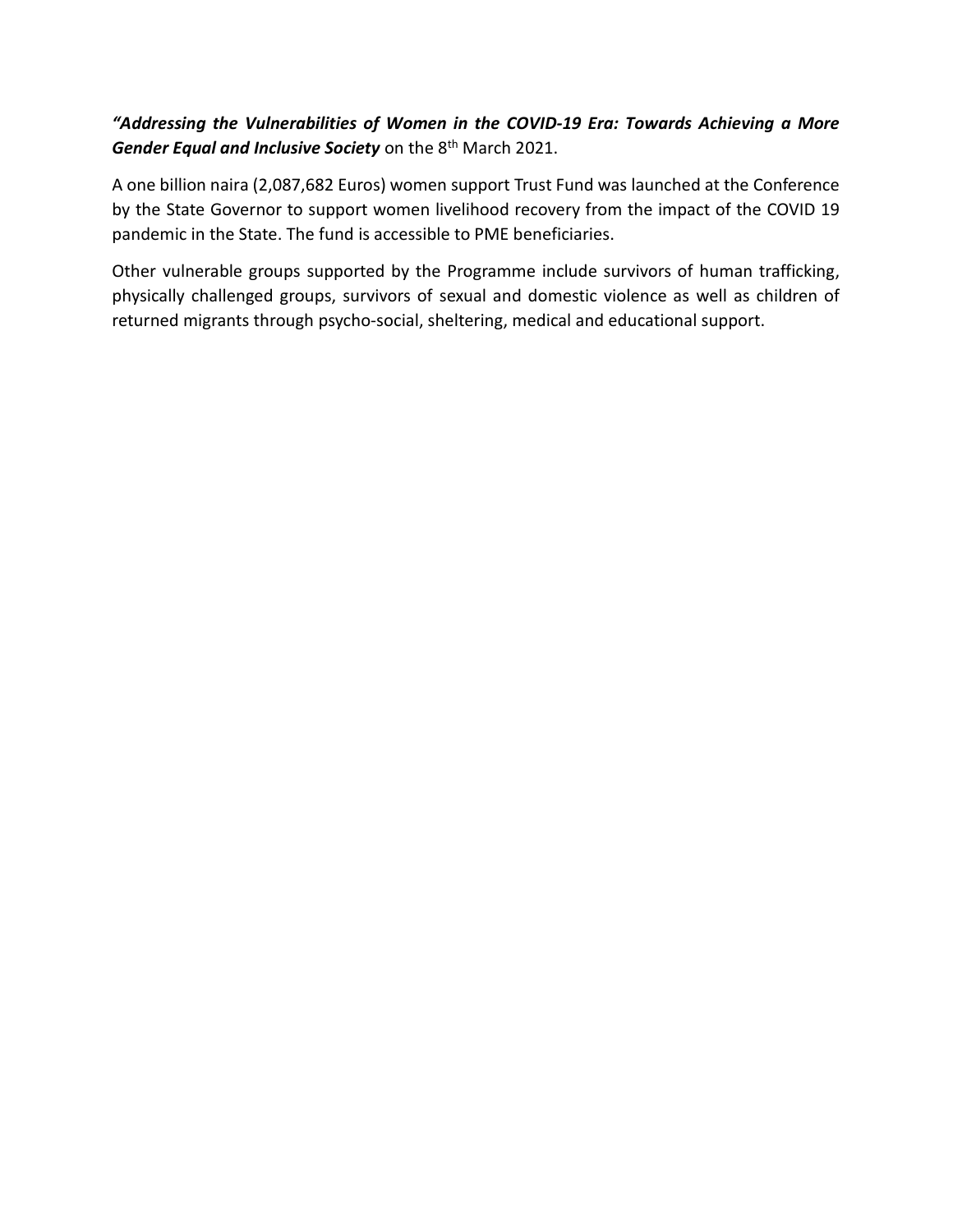***"Addressing the Vulnerabilities of Women in the COVID-19 Era: Towards Achieving a More Gender Equal and Inclusive Society*** on the 8th March 2021.

A one billion naira (2,087,682 Euros) women support Trust Fund was launched at the Conference by the State Governor to support women livelihood recovery from the impact of the COVID 19 pandemic in the State. The fund is accessible to PME beneficiaries.

Other vulnerable groups supported by the Programme include survivors of human trafficking, physically challenged groups, survivors of sexual and domestic violence as well as children of returned migrants through psycho-social, sheltering, medical and educational support.